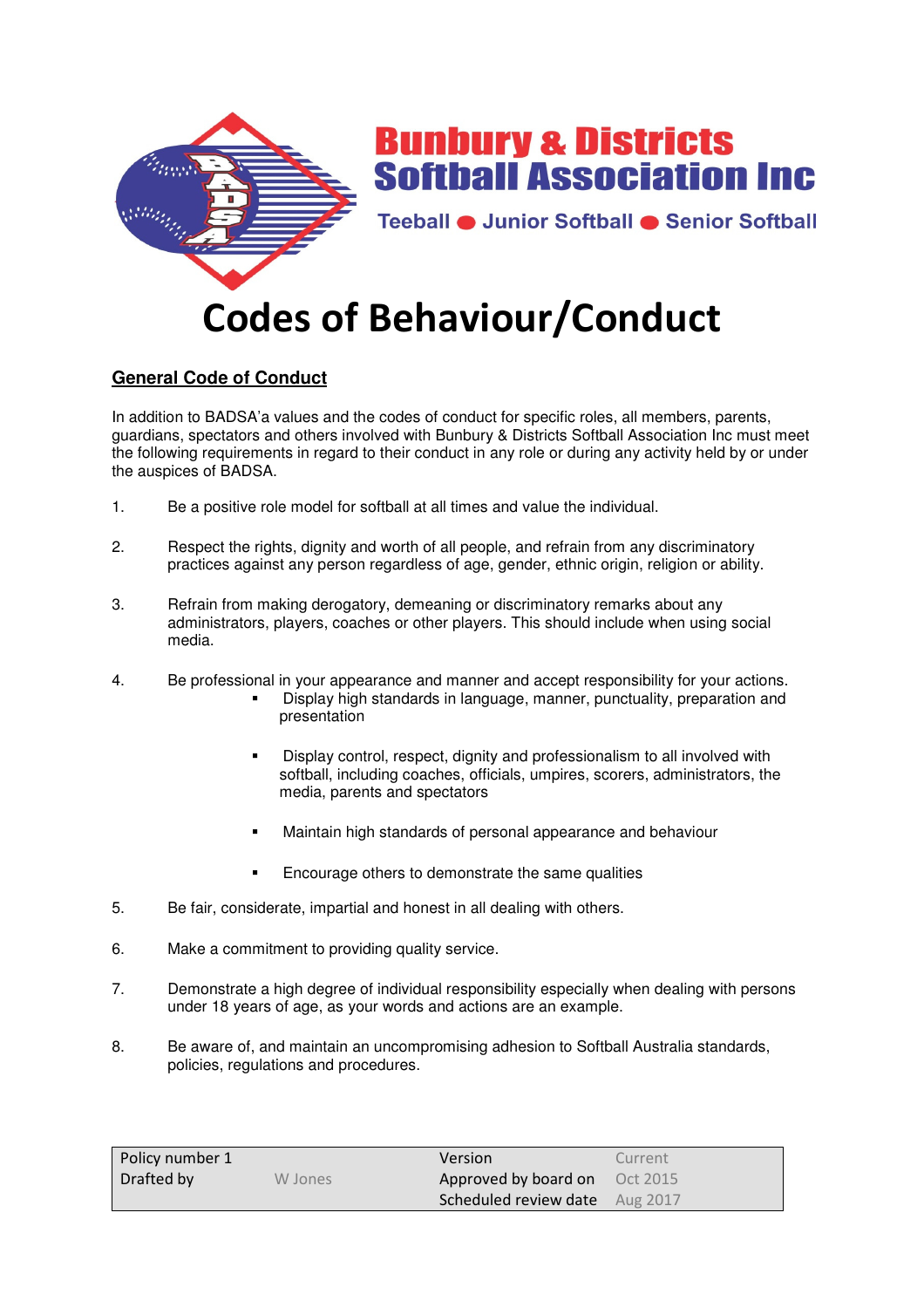**Bunbury & Districts Softball Association Inc**

Teeball ● Junior Softball ● Senior Softball

# Codes of Behaviour/Conduct

## General Code of Conduct

In addition to BADSA'a values and the codes of conduct for specific roles, all members, parents, guardians, spectators and others involved with Bunbury & Districts Softball Association Inc must meet the following requirements in regard to their conduct in any role or during any activity held by or under the auspices of BADSA.

1. Be a positive role model for softball at all times and value the individual.

2. Respect the rights, dignity and worth of all people, and refrain from any discriminatory practices against any person regardless of age, gender, ethnic origin, religion or ability.

3. Refrain from making derogatory, demeaning or discriminatory remarks about any administrators, players, coaches or other players. This should include when using social media.

4. Be professional in your appearance and manner and accept responsibility for your actions.
   - Display high standards in language, manner, punctuality, preparation and presentation
   - Display control, respect, dignity and professionalism to all involved with softball, including coaches, officials, umpires, scorers, administrators, the media, parents and spectators
   - Maintain high standards of personal appearance and behaviour
   - Encourage others to demonstrate the same qualities

5. Be fair, considerate, impartial and honest in all dealing with others.

6. Make a commitment to providing quality service.

7. Demonstrate a high degree of individual responsibility especially when dealing with persons under 18 years of age, as your words and actions are an example.

8. Be aware of, and maintain an uncompromising adhesion to Softball Australia standards, policies, regulations and procedures.

| Policy number 1 | | Version | Current |
|---|---|---|---|
| Drafted by | W Jones | Approved by board on | Oct 2015 |
| | | Scheduled review date | Aug 2017 |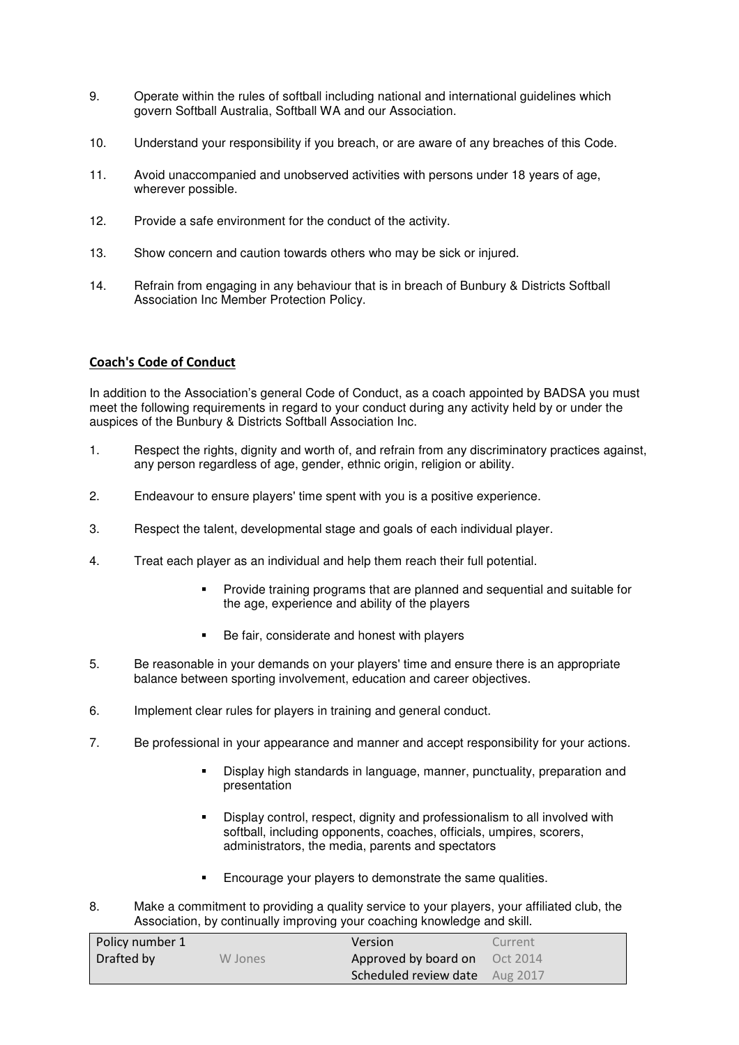9. Operate within the rules of softball including national and international guidelines which govern Softball Australia, Softball WA and our Association.

10. Understand your responsibility if you breach, or are aware of any breaches of this Code.

11. Avoid unaccompanied and unobserved activities with persons under 18 years of age, wherever possible.

12. Provide a safe environment for the conduct of the activity.

13. Show concern and caution towards others who may be sick or injured.

14. Refrain from engaging in any behaviour that is in breach of Bunbury & Districts Softball Association Inc Member Protection Policy.

## Coach's Code of Conduct

In addition to the Association's general Code of Conduct, as a coach appointed by BADSA you must meet the following requirements in regard to your conduct during any activity held by or under the auspices of the Bunbury & Districts Softball Association Inc.

1. Respect the rights, dignity and worth of, and refrain from any discriminatory practices against, any person regardless of age, gender, ethnic origin, religion or ability.

2. Endeavour to ensure players' time spent with you is a positive experience.

3. Respect the talent, developmental stage and goals of each individual player.

4. Treat each player as an individual and help them reach their full potential.
   - Provide training programs that are planned and sequential and suitable for the age, experience and ability of the players
   - Be fair, considerate and honest with players

5. Be reasonable in your demands on your players' time and ensure there is an appropriate balance between sporting involvement, education and career objectives.

6. Implement clear rules for players in training and general conduct.

7. Be professional in your appearance and manner and accept responsibility for your actions.
   - Display high standards in language, manner, punctuality, preparation and presentation
   - Display control, respect, dignity and professionalism to all involved with softball, including opponents, coaches, officials, umpires, scorers, administrators, the media, parents and spectators
   - Encourage your players to demonstrate the same qualities.

8. Make a commitment to providing a quality service to your players, your affiliated club, the Association, by continually improving your coaching knowledge and skill.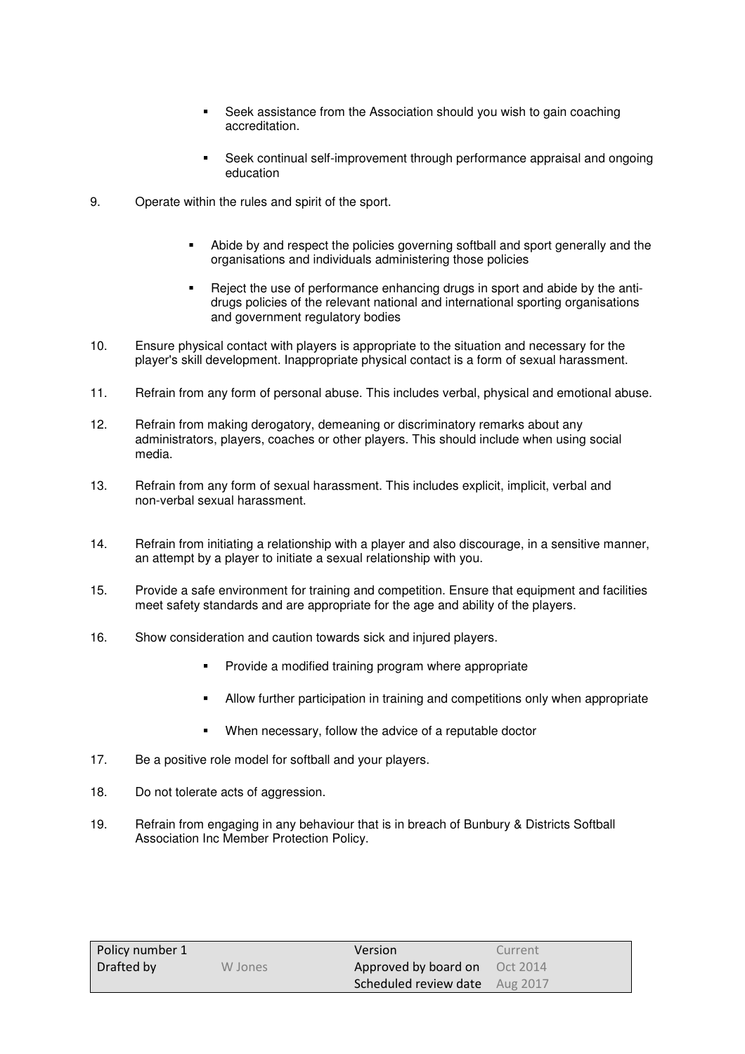- Seek assistance from the Association should you wish to gain coaching accreditation.
- Seek continual self-improvement through performance appraisal and ongoing education

9. Operate within the rules and spirit of the sport.
    - Abide by and respect the policies governing softball and sport generally and the organisations and individuals administering those policies
    - Reject the use of performance enhancing drugs in sport and abide by the anti-drugs policies of the relevant national and international sporting organisations and government regulatory bodies
10. Ensure physical contact with players is appropriate to the situation and necessary for the player's skill development. Inappropriate physical contact is a form of sexual harassment.
11. Refrain from any form of personal abuse. This includes verbal, physical and emotional abuse.
12. Refrain from making derogatory, demeaning or discriminatory remarks about any administrators, players, coaches or other players. This should include when using social media.
13. Refrain from any form of sexual harassment. This includes explicit, implicit, verbal and non-verbal sexual harassment.
14. Refrain from initiating a relationship with a player and also discourage, in a sensitive manner, an attempt by a player to initiate a sexual relationship with you.
15. Provide a safe environment for training and competition. Ensure that equipment and facilities meet safety standards and are appropriate for the age and ability of the players.
16. Show consideration and caution towards sick and injured players.
    - Provide a modified training program where appropriate
    - Allow further participation in training and competitions only when appropriate
    - When necessary, follow the advice of a reputable doctor
17. Be a positive role model for softball and your players.
18. Do not tolerate acts of aggression.
19. Refrain from engaging in any behaviour that is in breach of Bunbury & Districts Softball Association Inc Member Protection Policy.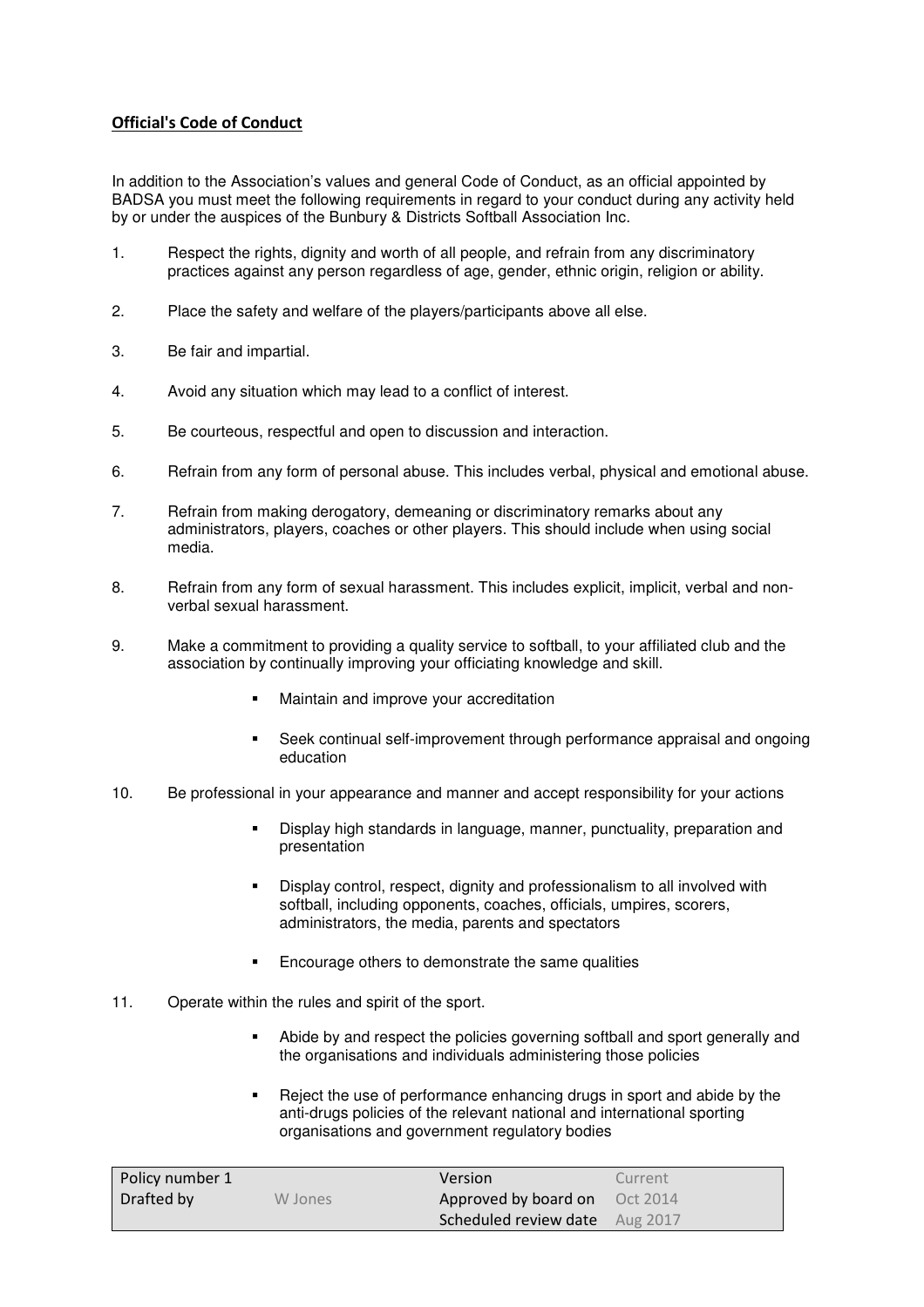## Official's Code of Conduct

In addition to the Association's values and general Code of Conduct, as an official appointed by BADSA you must meet the following requirements in regard to your conduct during any activity held by or under the auspices of the Bunbury & Districts Softball Association Inc.

1. Respect the rights, dignity and worth of all people, and refrain from any discriminatory practices against any person regardless of age, gender, ethnic origin, religion or ability.

2. Place the safety and welfare of the players/participants above all else.

3. Be fair and impartial.

4. Avoid any situation which may lead to a conflict of interest.

5. Be courteous, respectful and open to discussion and interaction.

6. Refrain from any form of personal abuse. This includes verbal, physical and emotional abuse.

7. Refrain from making derogatory, demeaning or discriminatory remarks about any administrators, players, coaches or other players. This should include when using social media.

8. Refrain from any form of sexual harassment. This includes explicit, implicit, verbal and non-verbal sexual harassment.

9. Make a commitment to providing a quality service to softball, to your affiliated club and the association by continually improving your officiating knowledge and skill.
   - Maintain and improve your accreditation
   - Seek continual self-improvement through performance appraisal and ongoing education

10. Be professional in your appearance and manner and accept responsibility for your actions
    - Display high standards in language, manner, punctuality, preparation and presentation
    - Display control, respect, dignity and professionalism to all involved with softball, including opponents, coaches, officials, umpires, scorers, administrators, the media, parents and spectators
    - Encourage others to demonstrate the same qualities

11. Operate within the rules and spirit of the sport.
    - Abide by and respect the policies governing softball and sport generally and the organisations and individuals administering those policies
    - Reject the use of performance enhancing drugs in sport and abide by the anti-drugs policies of the relevant national and international sporting organisations and government regulatory bodies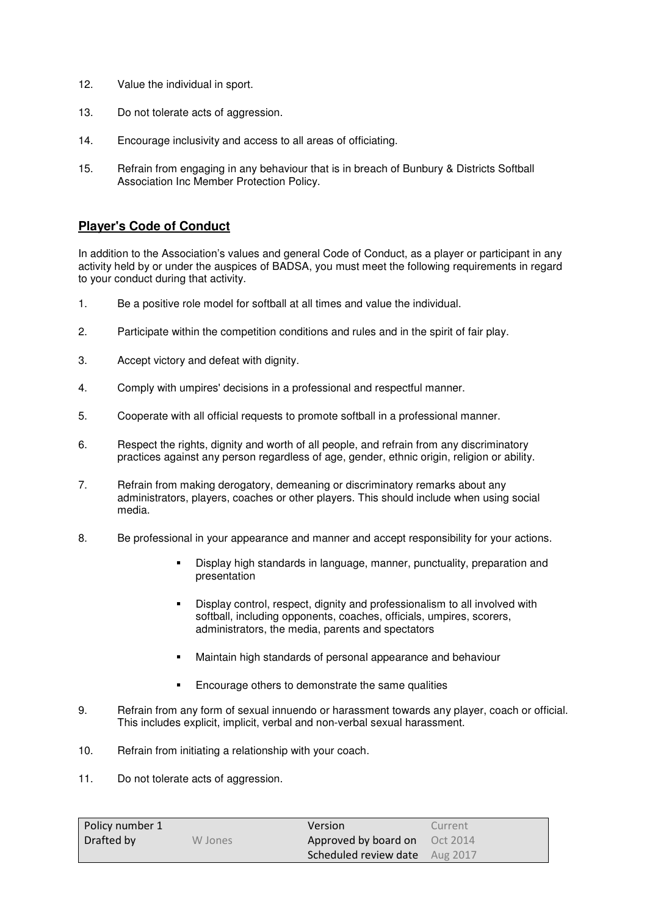12. Value the individual in sport.
13. Do not tolerate acts of aggression.
14. Encourage inclusivity and access to all areas of officiating.
15. Refrain from engaging in any behaviour that is in breach of Bunbury & Districts Softball Association Inc Member Protection Policy.

## **<u>Player's Code of Conduct</u>**

In addition to the Association's values and general Code of Conduct, as a player or participant in any activity held by or under the auspices of BADSA, you must meet the following requirements in regard to your conduct during that activity.

1. Be a positive role model for softball at all times and value the individual.
2. Participate within the competition conditions and rules and in the spirit of fair play.
3. Accept victory and defeat with dignity.
4. Comply with umpires' decisions in a professional and respectful manner.
5. Cooperate with all official requests to promote softball in a professional manner.
6. Respect the rights, dignity and worth of all people, and refrain from any discriminatory practices against any person regardless of age, gender, ethnic origin, religion or ability.
7. Refrain from making derogatory, demeaning or discriminatory remarks about any administrators, players, coaches or other players. This should include when using social media.
8. Be professional in your appearance and manner and accept responsibility for your actions.
    - Display high standards in language, manner, punctuality, preparation and presentation
    - Display control, respect, dignity and professionalism to all involved with softball, including opponents, coaches, officials, umpires, scorers, administrators, the media, parents and spectators
    - Maintain high standards of personal appearance and behaviour
    - Encourage others to demonstrate the same qualities
9. Refrain from any form of sexual innuendo or harassment towards any player, coach or official. This includes explicit, implicit, verbal and non-verbal sexual harassment.
10. Refrain from initiating a relationship with your coach.
11. Do not tolerate acts of aggression.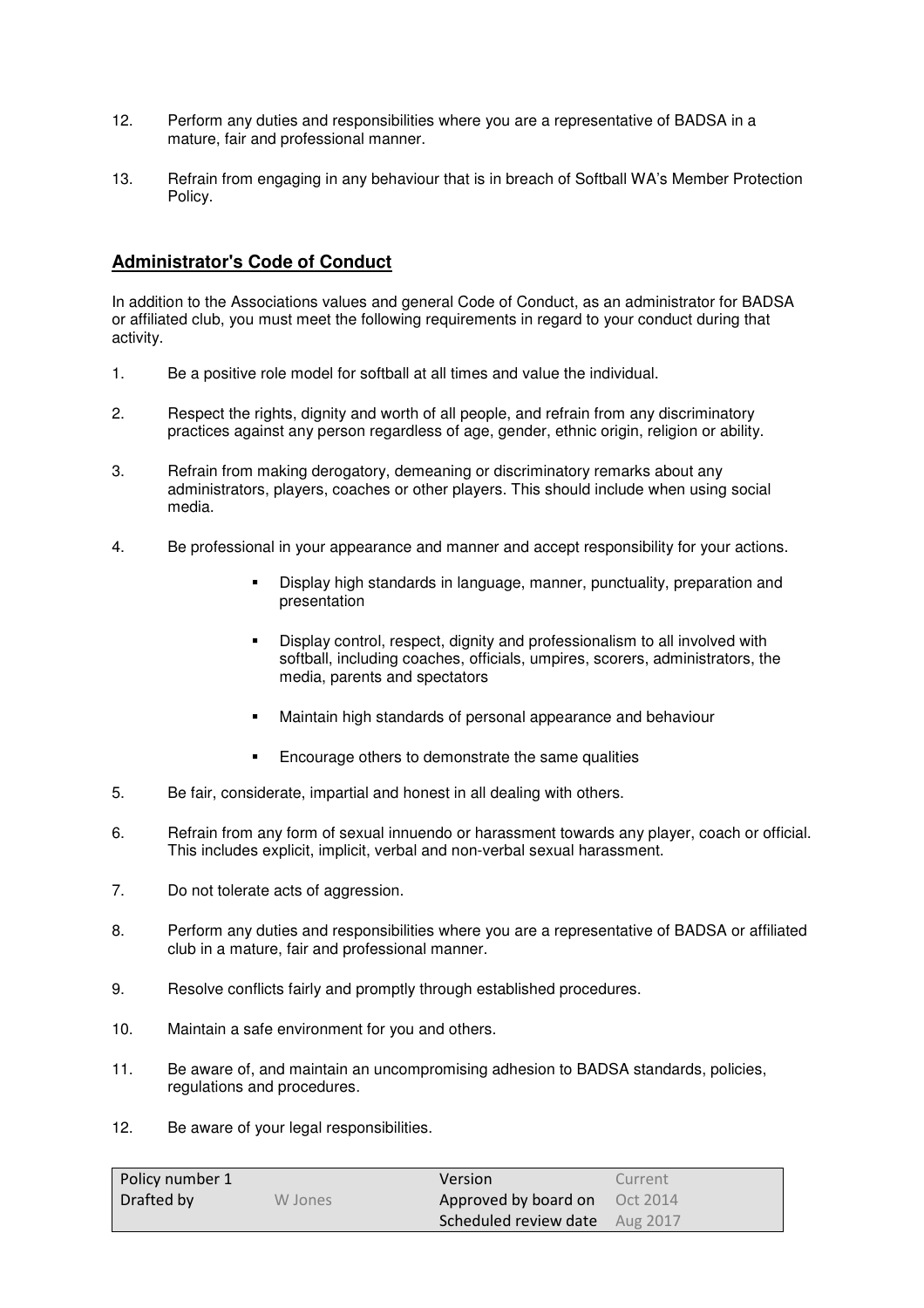12. Perform any duties and responsibilities where you are a representative of BADSA in a mature, fair and professional manner.

13. Refrain from engaging in any behaviour that is in breach of Softball WA's Member Protection Policy.

## Administrator's Code of Conduct

In addition to the Associations values and general Code of Conduct, as an administrator for BADSA or affiliated club, you must meet the following requirements in regard to your conduct during that activity.

1. Be a positive role model for softball at all times and value the individual.

2. Respect the rights, dignity and worth of all people, and refrain from any discriminatory practices against any person regardless of age, gender, ethnic origin, religion or ability.

3. Refrain from making derogatory, demeaning or discriminatory remarks about any administrators, players, coaches or other players. This should include when using social media.

4. Be professional in your appearance and manner and accept responsibility for your actions.

    - Display high standards in language, manner, punctuality, preparation and presentation
    - Display control, respect, dignity and professionalism to all involved with softball, including coaches, officials, umpires, scorers, administrators, the media, parents and spectators
    - Maintain high standards of personal appearance and behaviour
    - Encourage others to demonstrate the same qualities

5. Be fair, considerate, impartial and honest in all dealing with others.

6. Refrain from any form of sexual innuendo or harassment towards any player, coach or official. This includes explicit, implicit, verbal and non-verbal sexual harassment.

7. Do not tolerate acts of aggression.

8. Perform any duties and responsibilities where you are a representative of BADSA or affiliated club in a mature, fair and professional manner.

9. Resolve conflicts fairly and promptly through established procedures.

10. Maintain a safe environment for you and others.

11. Be aware of, and maintain an uncompromising adhesion to BADSA standards, policies, regulations and procedures.

12. Be aware of your legal responsibilities.

| Policy number 1 | | Version | Current |
|---|---|---|---|
| Drafted by | W Jones | Approved by board on | Oct 2014 |
| | | Scheduled review date | Aug 2017 |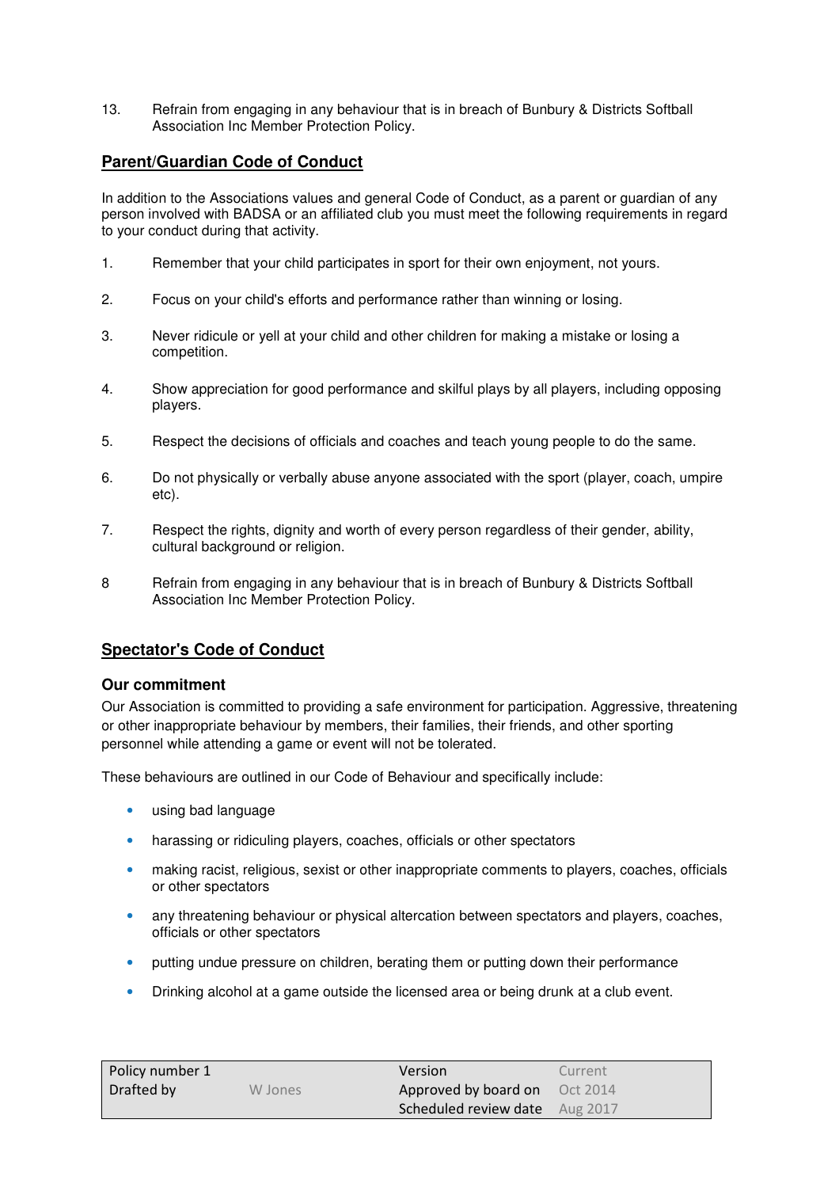13. Refrain from engaging in any behaviour that is in breach of Bunbury & Districts Softball Association Inc Member Protection Policy.

## Parent/Guardian Code of Conduct

In addition to the Associations values and general Code of Conduct, as a parent or guardian of any person involved with BADSA or an affiliated club you must meet the following requirements in regard to your conduct during that activity.

1. Remember that your child participates in sport for their own enjoyment, not yours.

2. Focus on your child's efforts and performance rather than winning or losing.

3. Never ridicule or yell at your child and other children for making a mistake or losing a competition.

4. Show appreciation for good performance and skilful plays by all players, including opposing players.

5. Respect the decisions of officials and coaches and teach young people to do the same.

6. Do not physically or verbally abuse anyone associated with the sport (player, coach, umpire etc).

7. Respect the rights, dignity and worth of every person regardless of their gender, ability, cultural background or religion.

8 Refrain from engaging in any behaviour that is in breach of Bunbury & Districts Softball Association Inc Member Protection Policy.

## Spectator's Code of Conduct

### Our commitment

Our Association is committed to providing a safe environment for participation. Aggressive, threatening or other inappropriate behaviour by members, their families, their friends, and other sporting personnel while attending a game or event will not be tolerated.

These behaviours are outlined in our Code of Behaviour and specifically include:

- using bad language
- harassing or ridiculing players, coaches, officials or other spectators
- making racist, religious, sexist or other inappropriate comments to players, coaches, officials or other spectators
- any threatening behaviour or physical altercation between spectators and players, coaches, officials or other spectators
- putting undue pressure on children, berating them or putting down their performance
- Drinking alcohol at a game outside the licensed area or being drunk at a club event.

| Policy number 1 | | Version | Current |
|---|---|---|---|
| Drafted by | W Jones | Approved by board on | Oct 2014 |
| | | Scheduled review date | Aug 2017 |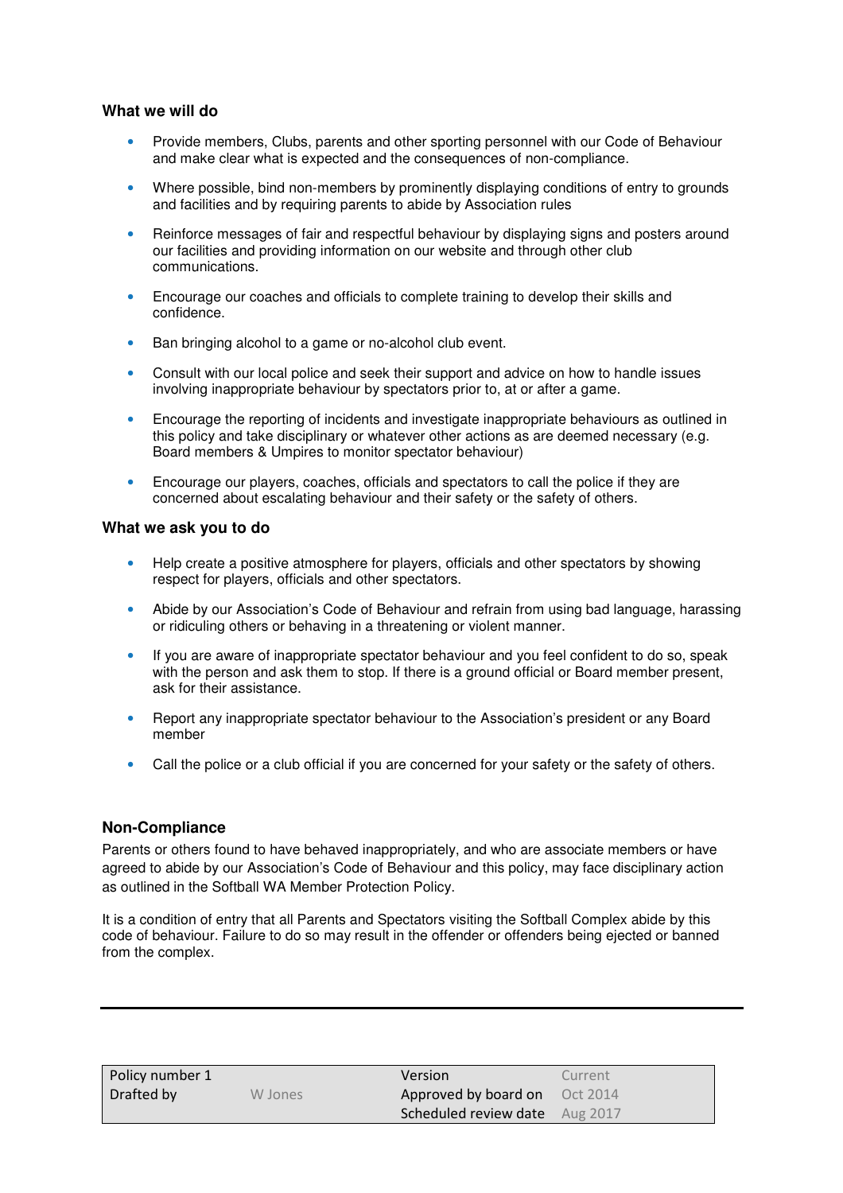### What we will do

- Provide members, Clubs, parents and other sporting personnel with our Code of Behaviour and make clear what is expected and the consequences of non-compliance.
- Where possible, bind non-members by prominently displaying conditions of entry to grounds and facilities and by requiring parents to abide by Association rules
- Reinforce messages of fair and respectful behaviour by displaying signs and posters around our facilities and providing information on our website and through other club communications.
- Encourage our coaches and officials to complete training to develop their skills and confidence.
- Ban bringing alcohol to a game or no-alcohol club event.
- Consult with our local police and seek their support and advice on how to handle issues involving inappropriate behaviour by spectators prior to, at or after a game.
- Encourage the reporting of incidents and investigate inappropriate behaviours as outlined in this policy and take disciplinary or whatever other actions as are deemed necessary (e.g. Board members & Umpires to monitor spectator behaviour)
- Encourage our players, coaches, officials and spectators to call the police if they are concerned about escalating behaviour and their safety or the safety of others.

### What we ask you to do

- Help create a positive atmosphere for players, officials and other spectators by showing respect for players, officials and other spectators.
- Abide by our Association's Code of Behaviour and refrain from using bad language, harassing or ridiculing others or behaving in a threatening or violent manner.
- If you are aware of inappropriate spectator behaviour and you feel confident to do so, speak with the person and ask them to stop. If there is a ground official or Board member present, ask for their assistance.
- Report any inappropriate spectator behaviour to the Association's president or any Board member
- Call the police or a club official if you are concerned for your safety or the safety of others.

### Non-Compliance

Parents or others found to have behaved inappropriately, and who are associate members or have agreed to abide by our Association's Code of Behaviour and this policy, may face disciplinary action as outlined in the Softball WA Member Protection Policy.

It is a condition of entry that all Parents and Spectators visiting the Softball Complex abide by this code of behaviour. Failure to do so may result in the offender or offenders being ejected or banned from the complex.

| | | | |
|---|---|---|---|
| Policy number 1 | | Version | Current |
| Drafted by | W Jones | Approved by board on | Oct 2014 |
| | | Scheduled review date | Aug 2017 |